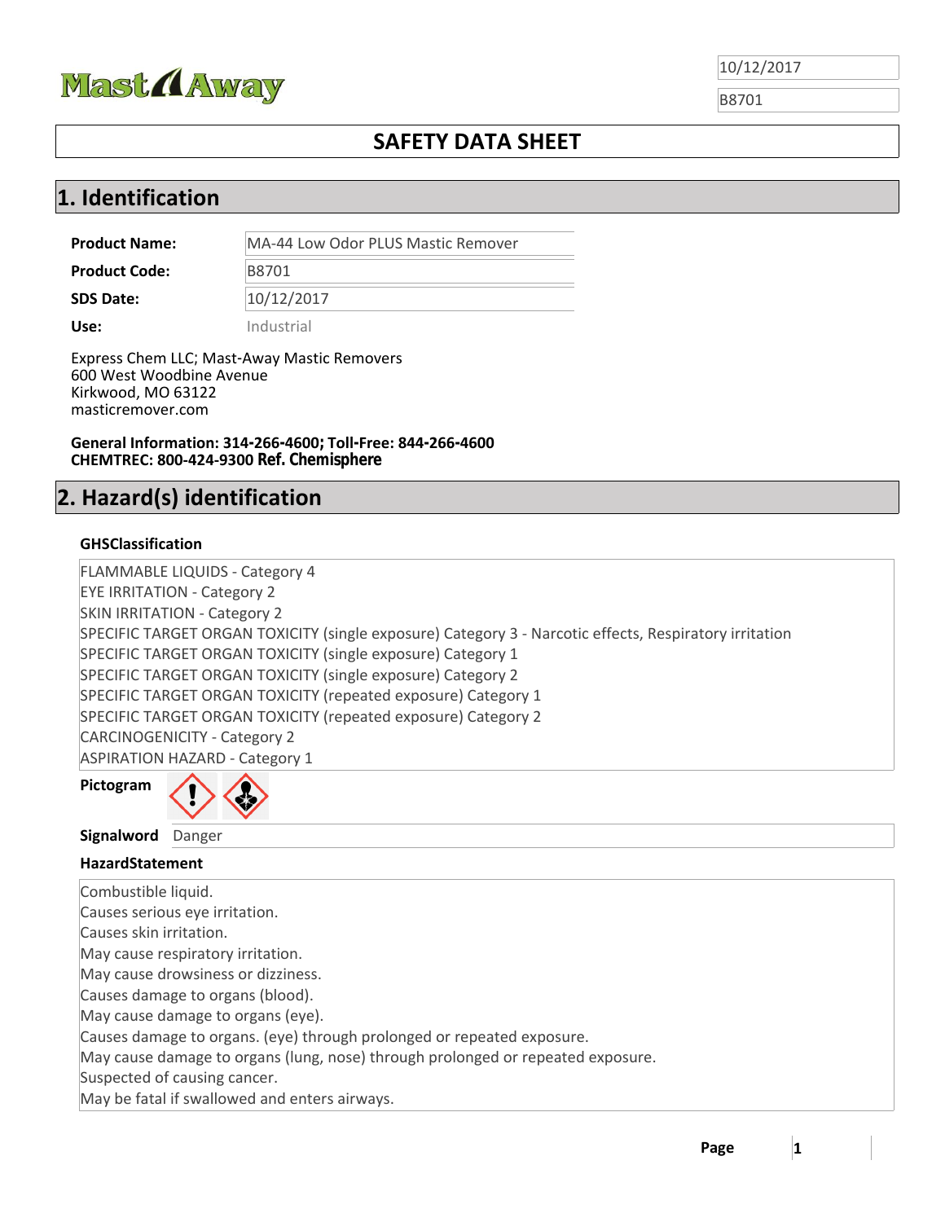Mast Away

10/12/2017

B8701

# SAFETY DATA SHEET

## 1. Identification

| | |
|---|---|
| **Product Name:** | MA-44 Low Odor PLUS Mastic Remover |
| **Product Code:** | B8701 |
| **SDS Date:** | 10/12/2017 |
| **Use:** | Industrial |

Express Chem LLC; Mast-Away Mastic Removers
600 West Woodbine Avenue
Kirkwood, MO 63122
masticremover.com

**General Information: 314-266-4600; Toll-Free: 844-266-4600**
**CHEMTREC: 800-424-9300 Ref. Chemisphere**

## 2. Hazard(s) identification

### GHSClassification

FLAMMABLE LIQUIDS - Category 4
EYE IRRITATION - Category 2
SKIN IRRITATION - Category 2
SPECIFIC TARGET ORGAN TOXICITY (single exposure) Category 3 - Narcotic effects, Respiratory irritation
SPECIFIC TARGET ORGAN TOXICITY (single exposure) Category 1
SPECIFIC TARGET ORGAN TOXICITY (single exposure) Category 2
SPECIFIC TARGET ORGAN TOXICITY (repeated exposure) Category 1
SPECIFIC TARGET ORGAN TOXICITY (repeated exposure) Category 2
CARCINOGENICITY - Category 2
ASPIRATION HAZARD - Category 1

**Pictogram**

**Signalword** Danger

### HazardStatement

Combustible liquid.
Causes serious eye irritation.
Causes skin irritation.
May cause respiratory irritation.
May cause drowsiness or dizziness.
Causes damage to organs (blood).
May cause damage to organs (eye).
Causes damage to organs. (eye) through prolonged or repeated exposure.
May cause damage to organs (lung, nose) through prolonged or repeated exposure.
Suspected of causing cancer.
May be fatal if swallowed and enters airways.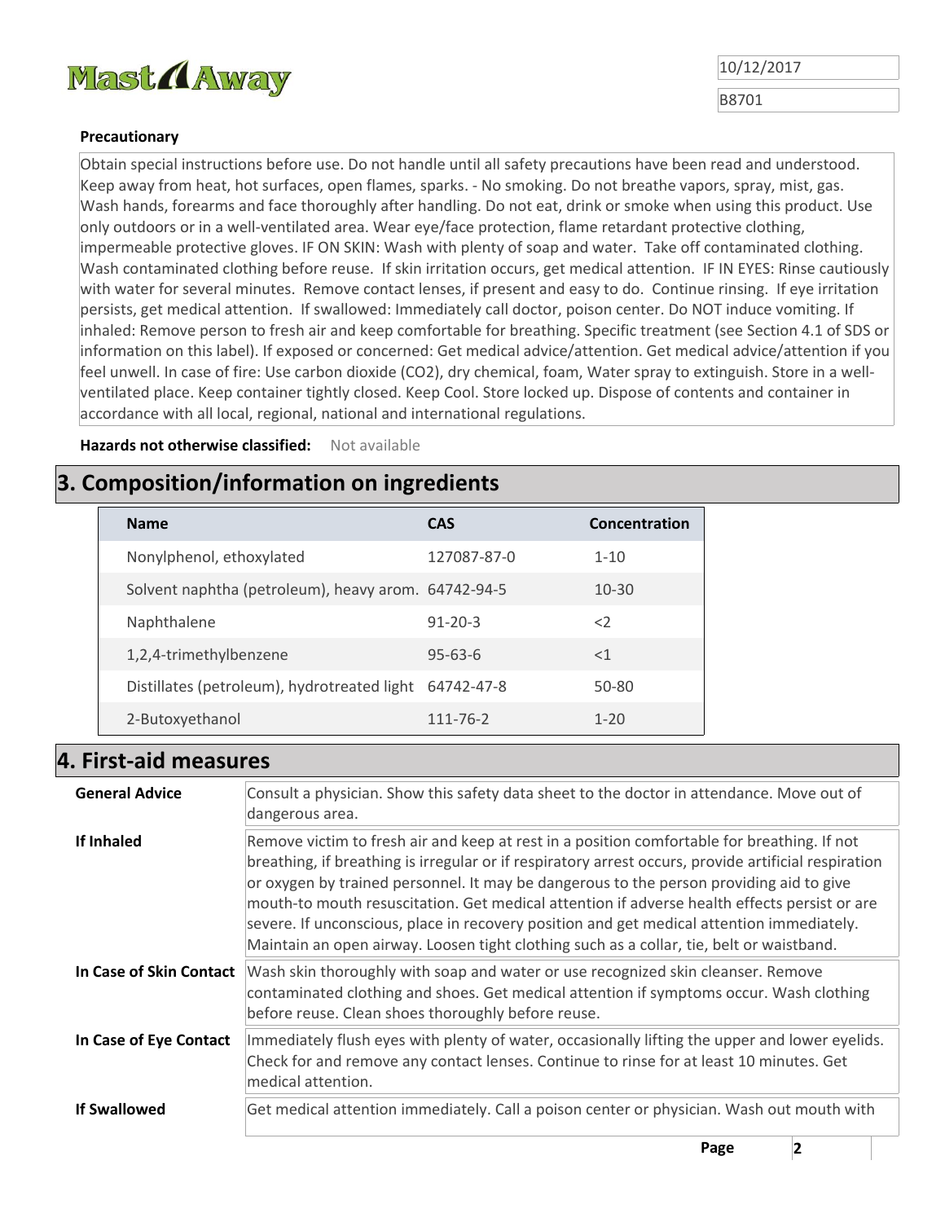**Precautionary**

Obtain special instructions before use. Do not handle until all safety precautions have been read and understood. Keep away from heat, hot surfaces, open flames, sparks. - No smoking. Do not breathe vapors, spray, mist, gas. Wash hands, forearms and face thoroughly after handling. Do not eat, drink or smoke when using this product. Use only outdoors or in a well-ventilated area. Wear eye/face protection, flame retardant protective clothing, impermeable protective gloves. IF ON SKIN: Wash with plenty of soap and water. Take off contaminated clothing. Wash contaminated clothing before reuse. If skin irritation occurs, get medical attention. IF IN EYES: Rinse cautiously with water for several minutes. Remove contact lenses, if present and easy to do. Continue rinsing. If eye irritation persists, get medical attention. If swallowed: Immediately call doctor, poison center. Do NOT induce vomiting. If inhaled: Remove person to fresh air and keep comfortable for breathing. Specific treatment (see Section 4.1 of SDS or information on this label). If exposed or concerned: Get medical advice/attention. Get medical advice/attention if you feel unwell. In case of fire: Use carbon dioxide ($CO_2$), dry chemical, foam, Water spray to extinguish. Store in a well-ventilated place. Keep container tightly closed. Keep Cool. Store locked up. Dispose of contents and container in accordance with all local, regional, national and international regulations.

**Hazards not otherwise classified:** Not available

## 3. Composition/information on ingredients

| Name | CAS | Concentration |
|---|---|---|
| Nonylphenol, ethoxylated | 127087-87-0 | 1-10 |
| Solvent naphtha (petroleum), heavy arom. | 64742-94-5 | 10-30 |
| Naphthalene | 91-20-3 | <2 |
| 1,2,4-trimethylbenzene | 95-63-6 | <1 |
| Distillates (petroleum), hydrotreated light | 64742-47-8 | 50-80 |
| 2-Butoxyethanol | 111-76-2 | 1-20 |

## 4. First-aid measures

| | |
|---|---|
| **General Advice** | Consult a physician. Show this safety data sheet to the doctor in attendance. Move out of dangerous area. |
| **If Inhaled** | Remove victim to fresh air and keep at rest in a position comfortable for breathing. If not breathing, if breathing is irregular or if respiratory arrest occurs, provide artificial respiration or oxygen by trained personnel. It may be dangerous to the person providing aid to give mouth-to mouth resuscitation. Get medical attention if adverse health effects persist or are severe. If unconscious, place in recovery position and get medical attention immediately. Maintain an open airway. Loosen tight clothing such as a collar, tie, belt or waistband. |
| **In Case of Skin Contact** | Wash skin thoroughly with soap and water or use recognized skin cleanser. Remove contaminated clothing and shoes. Get medical attention if symptoms occur. Wash clothing before reuse. Clean shoes thoroughly before reuse. |
| **In Case of Eye Contact** | Immediately flush eyes with plenty of water, occasionally lifting the upper and lower eyelids. Check for and remove any contact lenses. Continue to rinse for at least 10 minutes. Get medical attention. |
| **If Swallowed** | Get medical attention immediately. Call a poison center or physician. Wash out mouth with |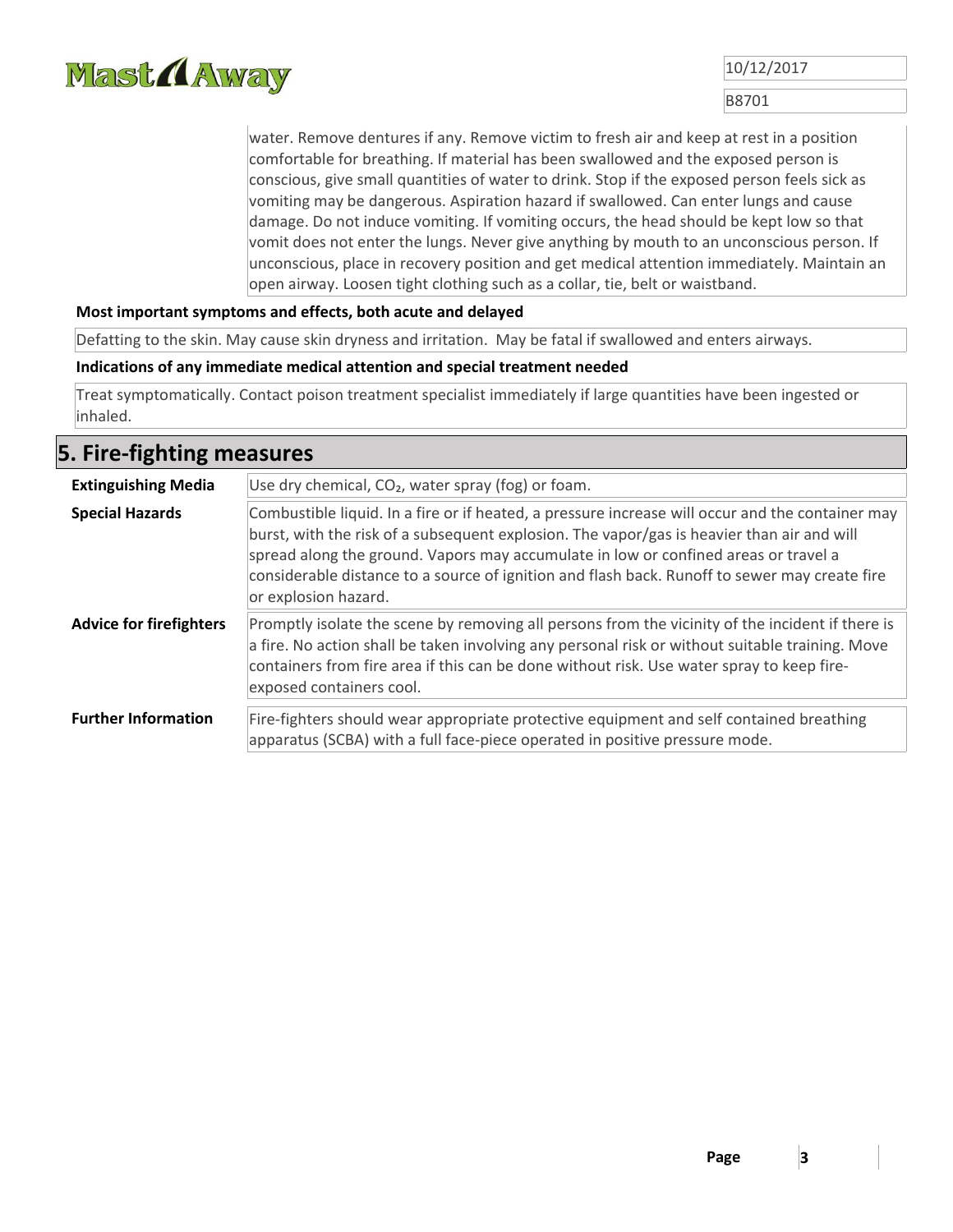water. Remove dentures if any. Remove victim to fresh air and keep at rest in a position comfortable for breathing. If material has been swallowed and the exposed person is conscious, give small quantities of water to drink. Stop if the exposed person feels sick as vomiting may be dangerous. Aspiration hazard if swallowed. Can enter lungs and cause damage. Do not induce vomiting. If vomiting occurs, the head should be kept low so that vomit does not enter the lungs. Never give anything by mouth to an unconscious person. If unconscious, place in recovery position and get medical attention immediately. Maintain an open airway. Loosen tight clothing such as a collar, tie, belt or waistband.

**Most important symptoms and effects, both acute and delayed**

Defatting to the skin. May cause skin dryness and irritation. May be fatal if swallowed and enters airways.

**Indications of any immediate medical attention and special treatment needed**

Treat symptomatically. Contact poison treatment specialist immediately if large quantities have been ingested or inhaled.

## 5. Fire-fighting measures

| | |
|---|---|
| **Extinguishing Media** | Use dry chemical, $CO_2$, water spray (fog) or foam. |
| **Special Hazards** | Combustible liquid. In a fire or if heated, a pressure increase will occur and the container may burst, with the risk of a subsequent explosion. The vapor/gas is heavier than air and will spread along the ground. Vapors may accumulate in low or confined areas or travel a considerable distance to a source of ignition and flash back. Runoff to sewer may create fire or explosion hazard. |
| **Advice for firefighters** | Promptly isolate the scene by removing all persons from the vicinity of the incident if there is a fire. No action shall be taken involving any personal risk or without suitable training. Move containers from fire area if this can be done without risk. Use water spray to keep fire-exposed containers cool. |
| **Further Information** | Fire-fighters should wear appropriate protective equipment and self contained breathing apparatus (SCBA) with a full face-piece operated in positive pressure mode. |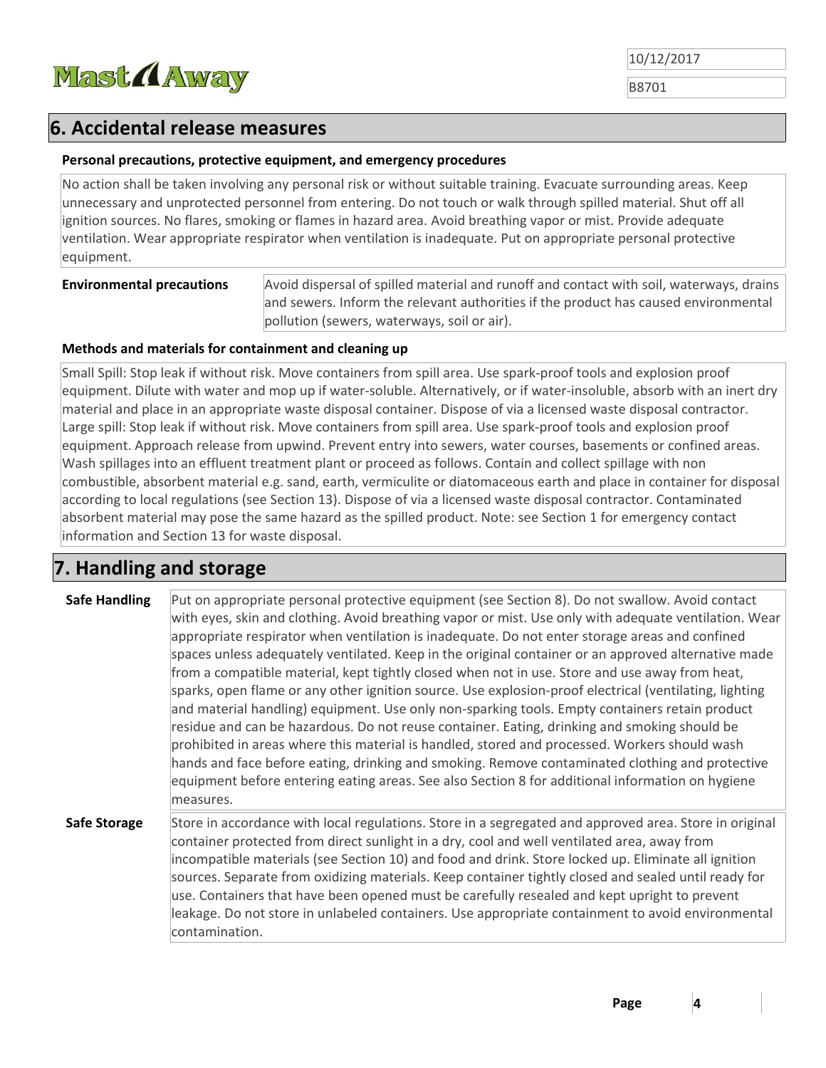## 6. Accidental release measures

### Personal precautions, protective equipment, and emergency procedures

No action shall be taken involving any personal risk or without suitable training. Evacuate surrounding areas. Keep unnecessary and unprotected personnel from entering. Do not touch or walk through spilled material. Shut off all ignition sources. No flares, smoking or flames in hazard area. Avoid breathing vapor or mist. Provide adequate ventilation. Wear appropriate respirator when ventilation is inadequate. Put on appropriate personal protective equipment.

**Environmental precautions**

Avoid dispersal of spilled material and runoff and contact with soil, waterways, drains and sewers. Inform the relevant authorities if the product has caused environmental pollution (sewers, waterways, soil or air).

### Methods and materials for containment and cleaning up

Small Spill: Stop leak if without risk. Move containers from spill area. Use spark-proof tools and explosion proof equipment. Dilute with water and mop up if water-soluble. Alternatively, or if water-insoluble, absorb with an inert dry material and place in an appropriate waste disposal container. Dispose of via a licensed waste disposal contractor. Large spill: Stop leak if without risk. Move containers from spill area. Use spark-proof tools and explosion proof equipment. Approach release from upwind. Prevent entry into sewers, water courses, basements or confined areas. Wash spillages into an effluent treatment plant or proceed as follows. Contain and collect spillage with non combustible, absorbent material e.g. sand, earth, vermiculite or diatomaceous earth and place in container for disposal according to local regulations (see Section 13). Dispose of via a licensed waste disposal contractor. Contaminated absorbent material may pose the same hazard as the spilled product. Note: see Section 1 for emergency contact information and Section 13 for waste disposal.

## 7. Handling and storage

**Safe Handling**

Put on appropriate personal protective equipment (see Section 8). Do not swallow. Avoid contact with eyes, skin and clothing. Avoid breathing vapor or mist. Use only with adequate ventilation. Wear appropriate respirator when ventilation is inadequate. Do not enter storage areas and confined spaces unless adequately ventilated. Keep in the original container or an approved alternative made from a compatible material, kept tightly closed when not in use. Store and use away from heat, sparks, open flame or any other ignition source. Use explosion-proof electrical (ventilating, lighting and material handling) equipment. Use only non-sparking tools. Empty containers retain product residue and can be hazardous. Do not reuse container. Eating, drinking and smoking should be prohibited in areas where this material is handled, stored and processed. Workers should wash hands and face before eating, drinking and smoking. Remove contaminated clothing and protective equipment before entering eating areas. See also Section 8 for additional information on hygiene measures.

**Safe Storage**

Store in accordance with local regulations. Store in a segregated and approved area. Store in original container protected from direct sunlight in a dry, cool and well ventilated area, away from incompatible materials (see Section 10) and food and drink. Store locked up. Eliminate all ignition sources. Separate from oxidizing materials. Keep container tightly closed and sealed until ready for use. Containers that have been opened must be carefully resealed and kept upright to prevent leakage. Do not store in unlabeled containers. Use appropriate containment to avoid environmental contamination.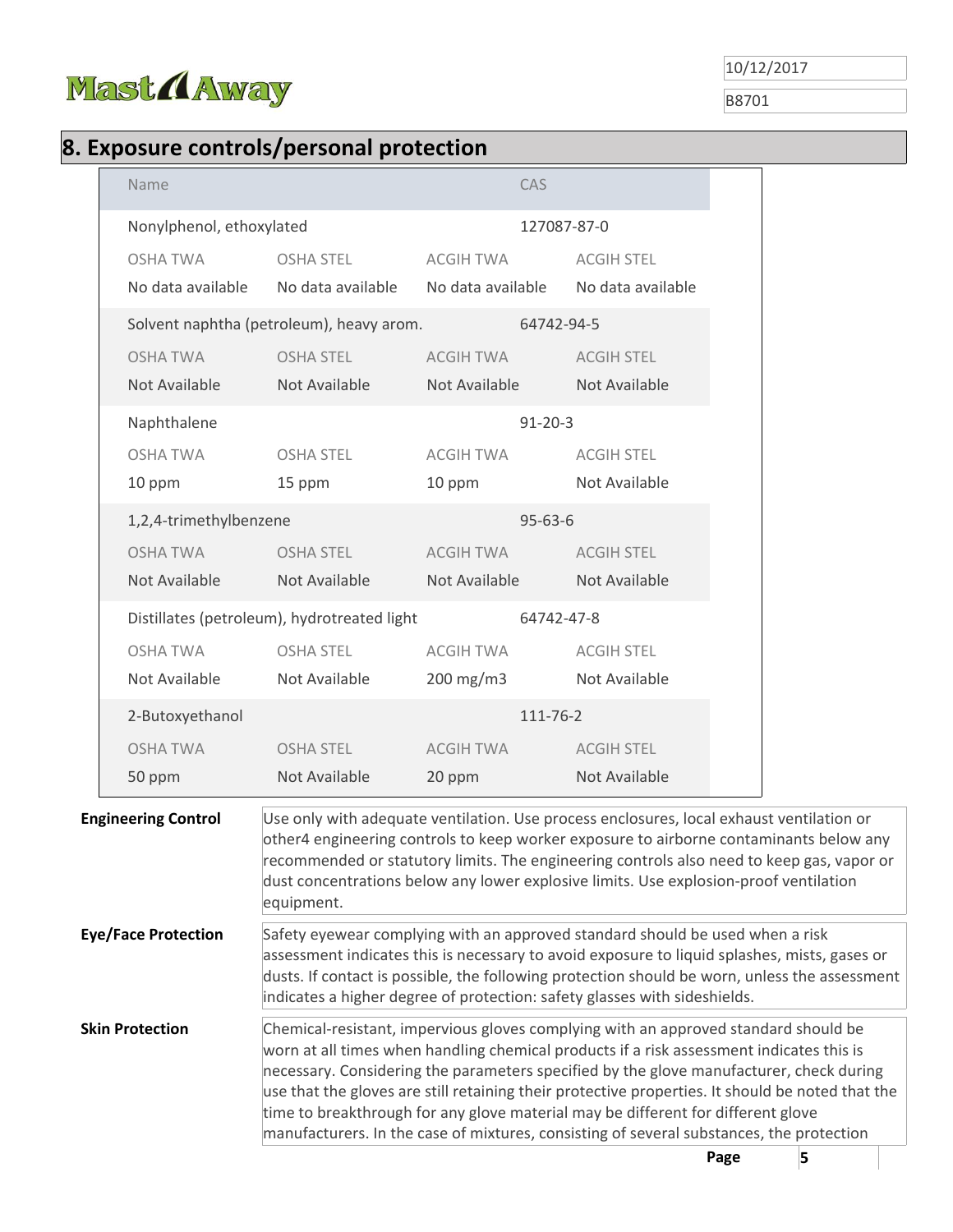## 8. Exposure controls/personal protection

| Name | | CAS | |
|---|---|---|---|
| Nonylphenol, ethoxylated | | 127087-87-0 | |
| OSHA TWA | OSHA STEL | ACGIH TWA | ACGIH STEL |
| No data available | No data available | No data available | No data available |
| Solvent naphtha (petroleum), heavy arom. | | 64742-94-5 | |
| OSHA TWA | OSHA STEL | ACGIH TWA | ACGIH STEL |
| Not Available | Not Available | Not Available | Not Available |
| Naphthalene | | 91-20-3 | |
| OSHA TWA | OSHA STEL | ACGIH TWA | ACGIH STEL |
| 10 ppm | 15 ppm | 10 ppm | Not Available |
| 1,2,4-trimethylbenzene | | 95-63-6 | |
| OSHA TWA | OSHA STEL | ACGIH TWA | ACGIH STEL |
| Not Available | Not Available | Not Available | Not Available |
| Distillates (petroleum), hydrotreated light | | 64742-47-8 | |
| OSHA TWA | OSHA STEL | ACGIH TWA | ACGIH STEL |
| Not Available | Not Available | 200 mg/m3 | Not Available |
| 2-Butoxyethanol | | 111-76-2 | |
| OSHA TWA | OSHA STEL | ACGIH TWA | ACGIH STEL |
| 50 ppm | Not Available | 20 ppm | Not Available |

**Engineering Control**

Use only with adequate ventilation. Use process enclosures, local exhaust ventilation or other4 engineering controls to keep worker exposure to airborne contaminants below any recommended or statutory limits. The engineering controls also need to keep gas, vapor or dust concentrations below any lower explosive limits. Use explosion-proof ventilation equipment.

**Eye/Face Protection**

Safety eyewear complying with an approved standard should be used when a risk assessment indicates this is necessary to avoid exposure to liquid splashes, mists, gases or dusts. If contact is possible, the following protection should be worn, unless the assessment indicates a higher degree of protection: safety glasses with sideshields.

**Skin Protection**

Chemical-resistant, impervious gloves complying with an approved standard should be worn at all times when handling chemical products if a risk assessment indicates this is necessary. Considering the parameters specified by the glove manufacturer, check during use that the gloves are still retaining their protective properties. It should be noted that the time to breakthrough for any glove material may be different for different glove manufacturers. In the case of mixtures, consisting of several substances, the protection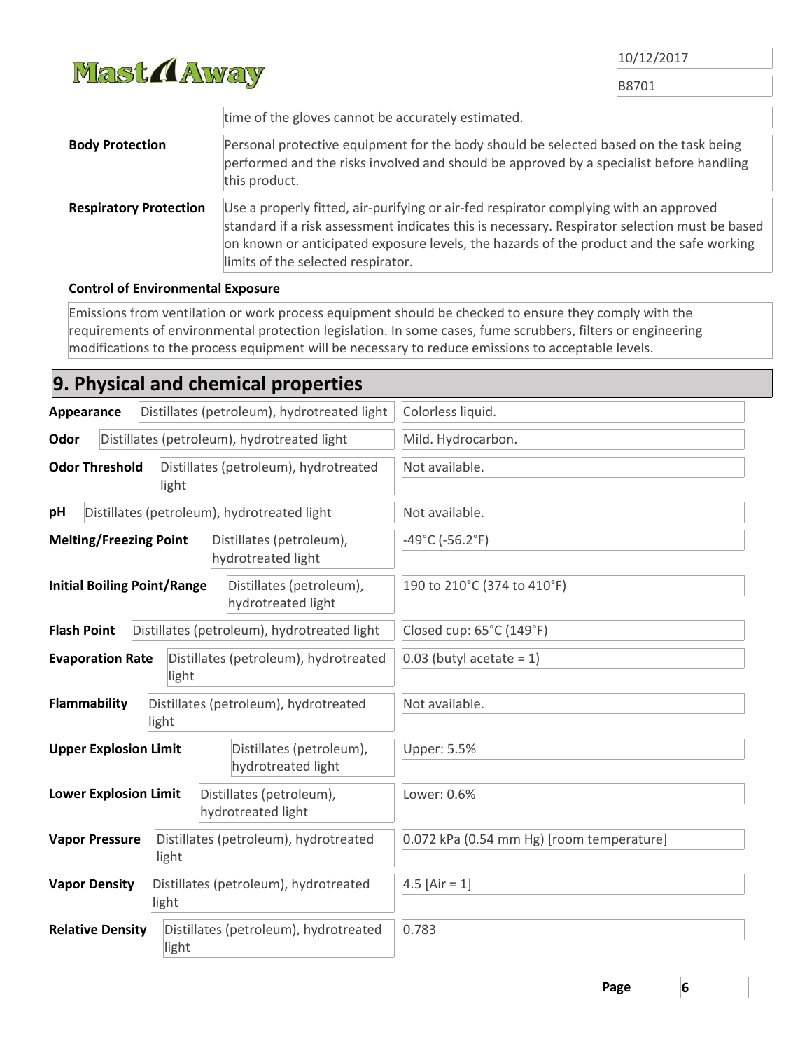| | |
|---|---|
| | time of the gloves cannot be accurately estimated. |
| **Body Protection** | Personal protective equipment for the body should be selected based on the task being performed and the risks involved and should be approved by a specialist before handling this product. |
| **Respiratory Protection** | Use a properly fitted, air-purifying or air-fed respirator complying with an approved standard if a risk assessment indicates this is necessary. Respirator selection must be based on known or anticipated exposure levels, the hazards of the product and the safe working limits of the selected respirator. |

**Control of Environmental Exposure**

Emissions from ventilation or work process equipment should be checked to ensure they comply with the requirements of environmental protection legislation. In some cases, fume scrubbers, filters or engineering modifications to the process equipment will be necessary to reduce emissions to acceptable levels.

## 9. Physical and chemical properties

| Property | Component | Value |
|---|---|---|
| **Appearance** | Distillates (petroleum), hydrotreated light | Colorless liquid. |
| **Odor** | Distillates (petroleum), hydrotreated light | Mild. Hydrocarbon. |
| **Odor Threshold** | Distillates (petroleum), hydrotreated light | Not available. |
| **pH** | Distillates (petroleum), hydrotreated light | Not available. |
| **Melting/Freezing Point** | Distillates (petroleum), hydrotreated light | -49°C (-56.2°F) |
| **Initial Boiling Point/Range** | Distillates (petroleum), hydrotreated light | 190 to 210°C (374 to 410°F) |
| **Flash Point** | Distillates (petroleum), hydrotreated light | Closed cup: 65°C (149°F) |
| **Evaporation Rate** | Distillates (petroleum), hydrotreated light | 0.03 (butyl acetate = 1) |
| **Flammability** | Distillates (petroleum), hydrotreated light | Not available. |
| **Upper Explosion Limit** | Distillates (petroleum), hydrotreated light | Upper: 5.5% |
| **Lower Explosion Limit** | Distillates (petroleum), hydrotreated light | Lower: 0.6% |
| **Vapor Pressure** | Distillates (petroleum), hydrotreated light | 0.072 kPa (0.54 mm Hg) [room temperature] |
| **Vapor Density** | Distillates (petroleum), hydrotreated light | 4.5 [Air = 1] |
| **Relative Density** | Distillates (petroleum), hydrotreated light | 0.783 |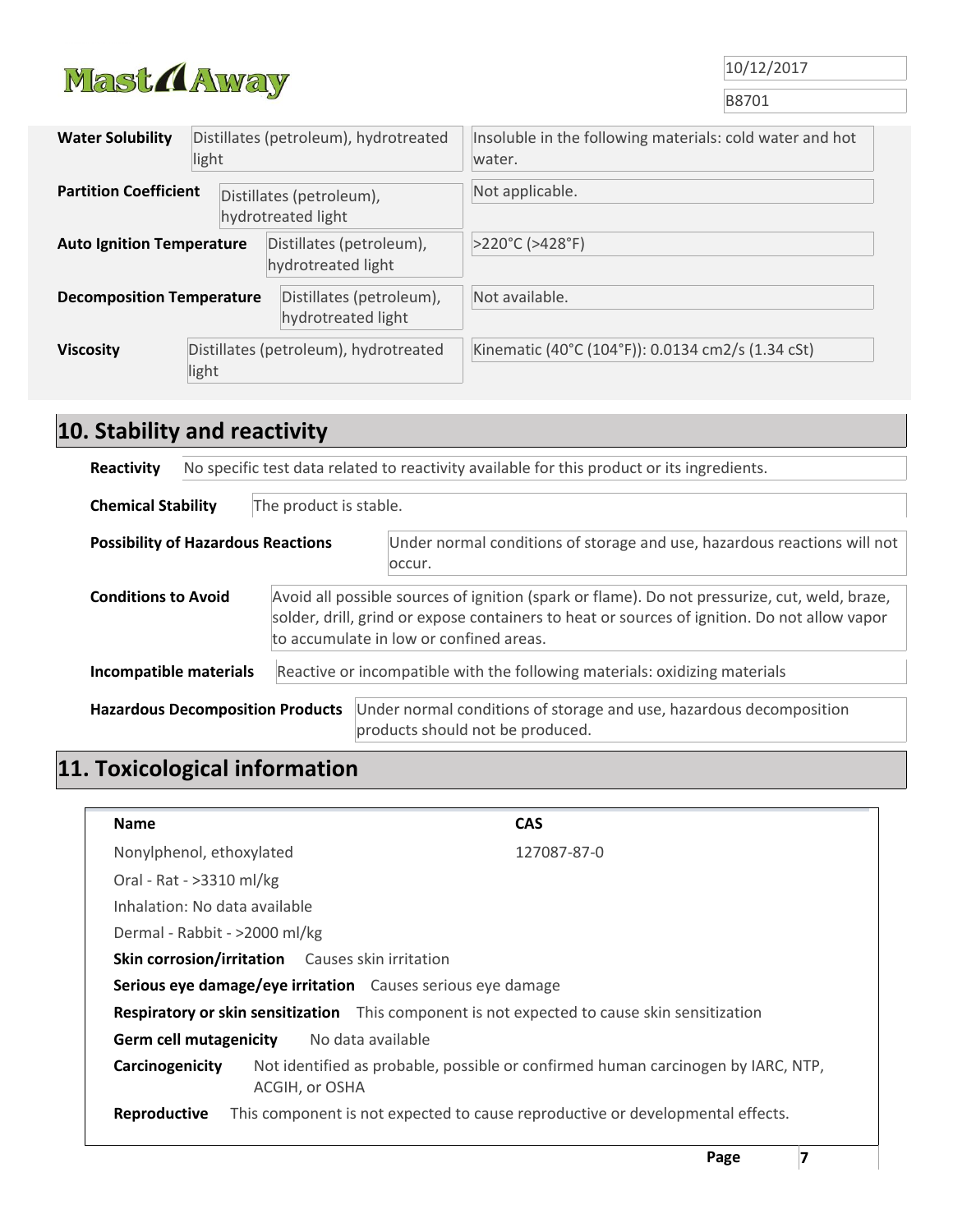| | | |
|---|---|---|
| **Water Solubility** | Distillates (petroleum), hydrotreated light | Insoluble in the following materials: cold water and hot water. |
| **Partition Coefficient** | Distillates (petroleum), hydrotreated light | Not applicable. |
| **Auto Ignition Temperature** | Distillates (petroleum), hydrotreated light | >220°C (>428°F) |
| **Decomposition Temperature** | Distillates (petroleum), hydrotreated light | Not available. |
| **Viscosity** | Distillates (petroleum), hydrotreated light | Kinematic (40°C (104°F)): 0.0134 cm2/s (1.34 cSt) |

## 10. Stability and reactivity

**Reactivity** No specific test data related to reactivity available for this product or its ingredients.

**Chemical Stability** The product is stable.

**Possibility of Hazardous Reactions** Under normal conditions of storage and use, hazardous reactions will not occur.

**Conditions to Avoid** Avoid all possible sources of ignition (spark or flame). Do not pressurize, cut, weld, braze, solder, drill, grind or expose containers to heat or sources of ignition. Do not allow vapor to accumulate in low or confined areas.

**Incompatible materials** Reactive or incompatible with the following materials: oxidizing materials

**Hazardous Decomposition Products** Under normal conditions of storage and use, hazardous decomposition products should not be produced.

## 11. Toxicological information

| **Name** | **CAS** |
|---|---|
| Nonylphenol, ethoxylated | 127087-87-0 |

Oral - Rat - >3310 ml/kg

Inhalation: No data available

Dermal - Rabbit - >2000 ml/kg

**Skin corrosion/irritation** Causes skin irritation

**Serious eye damage/eye irritation** Causes serious eye damage

**Respiratory or skin sensitization** This component is not expected to cause skin sensitization

**Germ cell mutagenicity** No data available

**Carcinogenicity** Not identified as probable, possible or confirmed human carcinogen by IARC, NTP, ACGIH, or OSHA

**Reproductive** This component is not expected to cause reproductive or developmental effects.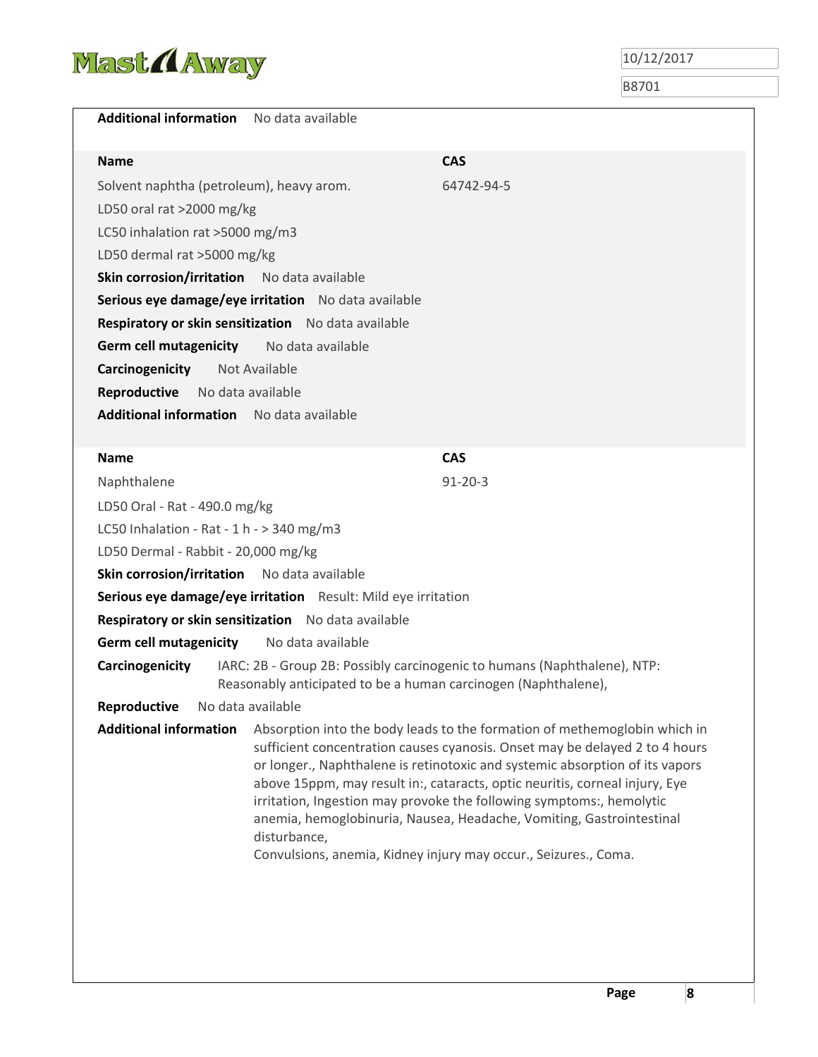**Additional information** No data available

| Name | CAS |
|---|---|
| Solvent naphtha (petroleum), heavy arom. | 64742-94-5 |

LD50 oral rat >2000 mg/kg

LC50 inhalation rat >5000 mg/m3

LD50 dermal rat >5000 mg/kg

**Skin corrosion/irritation** No data available

**Serious eye damage/eye irritation** No data available

**Respiratory or skin sensitization** No data available

**Germ cell mutagenicity** No data available

**Carcinogenicity** Not Available

**Reproductive** No data available

**Additional information** No data available

| Name | CAS |
|---|---|
| Naphthalene | 91-20-3 |

LD50 Oral - Rat - 490.0 mg/kg

LC50 Inhalation - Rat - 1 h - > 340 mg/m3

LD50 Dermal - Rabbit - 20,000 mg/kg

**Skin corrosion/irritation** No data available

**Serious eye damage/eye irritation** Result: Mild eye irritation

**Respiratory or skin sensitization** No data available

**Germ cell mutagenicity** No data available

**Carcinogenicity** IARC: 2B - Group 2B: Possibly carcinogenic to humans (Naphthalene), NTP: Reasonably anticipated to be a human carcinogen (Naphthalene),

**Reproductive** No data available

**Additional information** Absorption into the body leads to the formation of methemoglobin which in sufficient concentration causes cyanosis. Onset may be delayed 2 to 4 hours or longer., Naphthalene is retinotoxic and systemic absorption of its vapors above 15ppm, may result in:, cataracts, optic neuritis, corneal injury, Eye irritation, Ingestion may provoke the following symptoms:, hemolytic anemia, hemoglobinuria, Nausea, Headache, Vomiting, Gastrointestinal disturbance,
Convulsions, anemia, Kidney injury may occur., Seizures., Coma.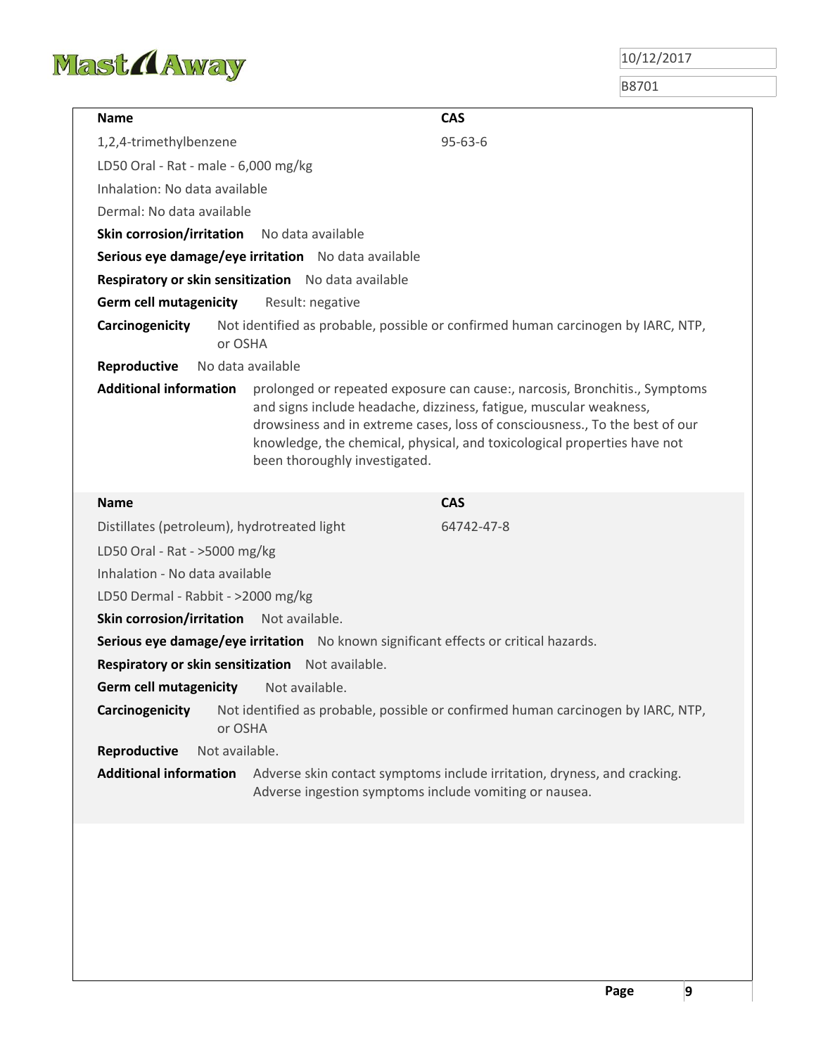| Name | CAS |
|---|---|
| 1,2,4-trimethylbenzene | 95-63-6 |

LD50 Oral - Rat - male - 6,000 mg/kg

Inhalation: No data available

Dermal: No data available

**Skin corrosion/irritation** No data available

**Serious eye damage/eye irritation** No data available

**Respiratory or skin sensitization** No data available

**Germ cell mutagenicity** Result: negative

**Carcinogenicity** Not identified as probable, possible or confirmed human carcinogen by IARC, NTP, or OSHA

**Reproductive** No data available

**Additional information** prolonged or repeated exposure can cause:, narcosis, Bronchitis., Symptoms and signs include headache, dizziness, fatigue, muscular weakness, drowsiness and in extreme cases, loss of consciousness., To the best of our knowledge, the chemical, physical, and toxicological properties have not been thoroughly investigated.

| Name | CAS |
|---|---|
| Distillates (petroleum), hydrotreated light | 64742-47-8 |

LD50 Oral - Rat - >5000 mg/kg

Inhalation - No data available

LD50 Dermal - Rabbit - >2000 mg/kg

**Skin corrosion/irritation** Not available.

**Serious eye damage/eye irritation** No known significant effects or critical hazards.

**Respiratory or skin sensitization** Not available.

**Germ cell mutagenicity** Not available.

**Carcinogenicity** Not identified as probable, possible or confirmed human carcinogen by IARC, NTP, or OSHA

**Reproductive** Not available.

**Additional information** Adverse skin contact symptoms include irritation, dryness, and cracking. Adverse ingestion symptoms include vomiting or nausea.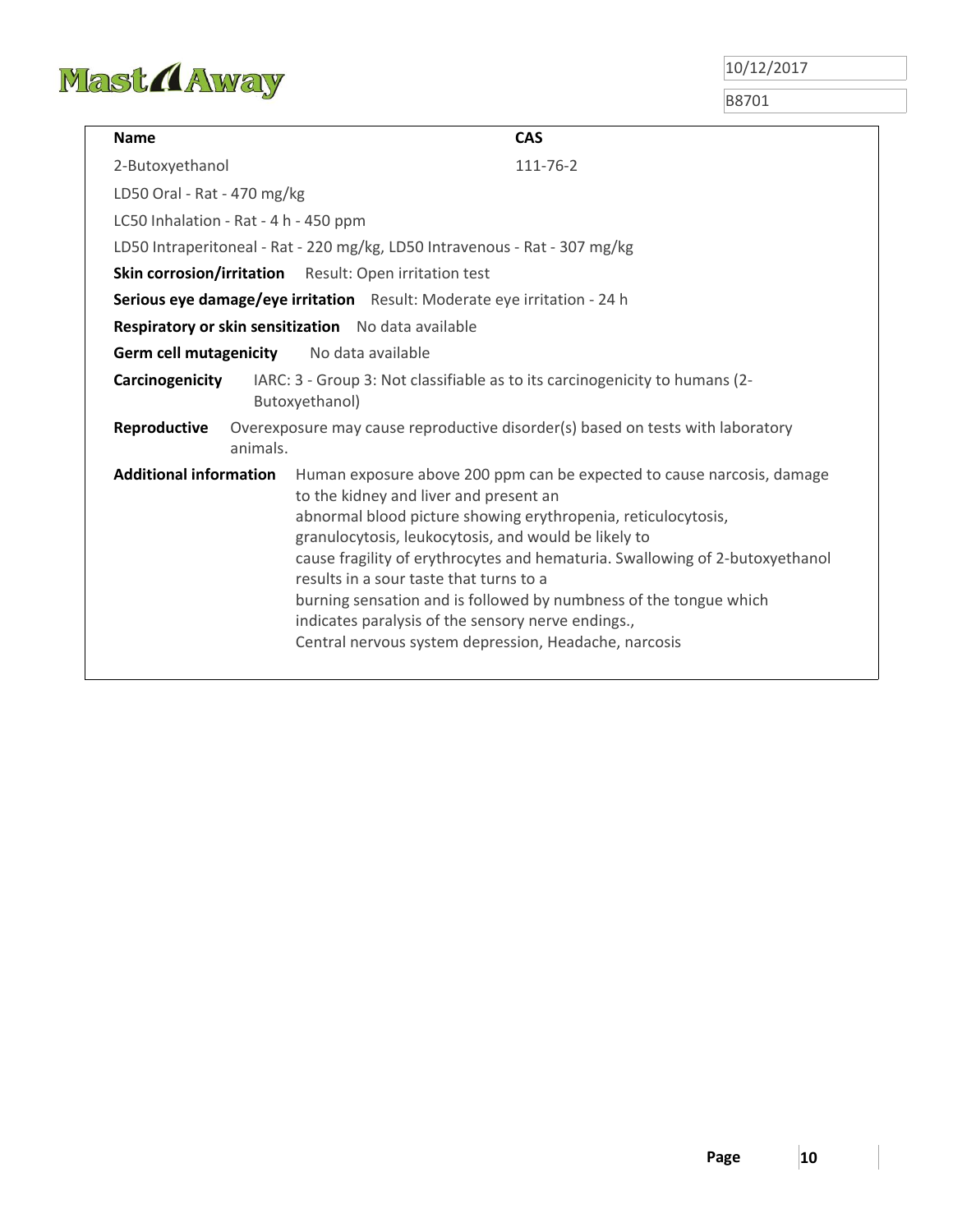| Name | CAS |
| --- | --- |
| 2-Butoxyethanol | 111-76-2 |

LD50 Oral - Rat - 470 mg/kg

LC50 Inhalation - Rat - 4 h - 450 ppm

LD50 Intraperitoneal - Rat - 220 mg/kg, LD50 Intravenous - Rat - 307 mg/kg

**Skin corrosion/irritation** Result: Open irritation test

**Serious eye damage/eye irritation** Result: Moderate eye irritation - 24 h

**Respiratory or skin sensitization** No data available

**Germ cell mutagenicity** No data available

**Carcinogenicity** IARC: 3 - Group 3: Not classifiable as to its carcinogenicity to humans (2-Butoxyethanol)

**Reproductive** Overexposure may cause reproductive disorder(s) based on tests with laboratory animals.

**Additional information** Human exposure above 200 ppm can be expected to cause narcosis, damage to the kidney and liver and present an abnormal blood picture showing erythropenia, reticulocytosis, granulocytosis, leukocytosis, and would be likely to cause fragility of erythrocytes and hematuria. Swallowing of 2-butoxyethanol results in a sour taste that turns to a burning sensation and is followed by numbness of the tongue which indicates paralysis of the sensory nerve endings., Central nervous system depression, Headache, narcosis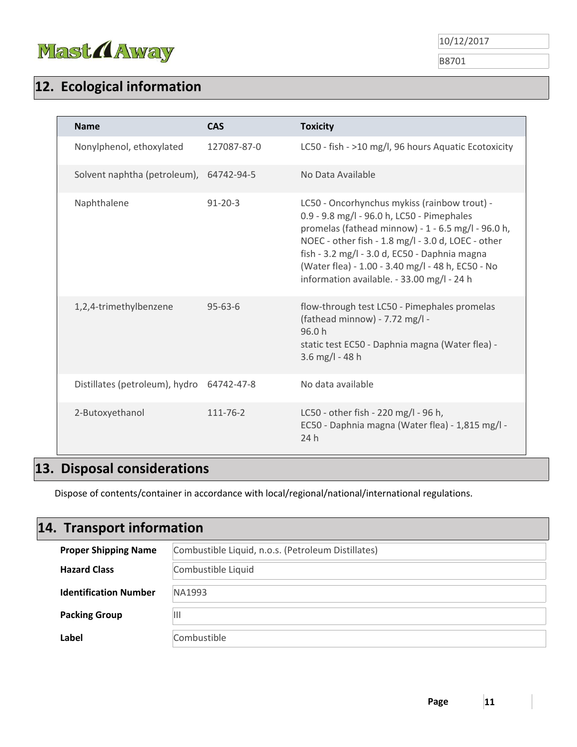## 12. Ecological information

| Name | CAS | Toxicity |
| --- | --- | --- |
| Nonylphenol, ethoxylated | 127087-87-0 | LC50 - fish - >10 mg/l, 96 hours Aquatic Ecotoxicity |
| Solvent naphtha (petroleum), | 64742-94-5 | No Data Available |
| Naphthalene | 91-20-3 | LC50 - Oncorhynchus mykiss (rainbow trout) - 0.9 - 9.8 mg/l - 96.0 h, LC50 - Pimephales promelas (fathead minnow) - 1 - 6.5 mg/l - 96.0 h, NOEC - other fish - 1.8 mg/l - 3.0 d, LOEC - other fish - 3.2 mg/l - 3.0 d, EC50 - Daphnia magna (Water flea) - 1.00 - 3.40 mg/l - 48 h, EC50 - No information available. - 33.00 mg/l - 24 h |
| 1,2,4-trimethylbenzene | 95-63-6 | flow-through test LC50 - Pimephales promelas (fathead minnow) - 7.72 mg/l - 96.0 h<br>static test EC50 - Daphnia magna (Water flea) - 3.6 mg/l - 48 h |
| Distillates (petroleum), hydro | 64742-47-8 | No data available |
| 2-Butoxyethanol | 111-76-2 | LC50 - other fish - 220 mg/l - 96 h,<br>EC50 - Daphnia magna (Water flea) - 1,815 mg/l - 24 h |

## 13. Disposal considerations

Dispose of contents/container in accordance with local/regional/national/international regulations.

## 14. Transport information

| | |
| --- | --- |
| **Proper Shipping Name** | Combustible Liquid, n.o.s. (Petroleum Distillates) |
| **Hazard Class** | Combustible Liquid |
| **Identification Number** | NA1993 |
| **Packing Group** | III |
| **Label** | Combustible |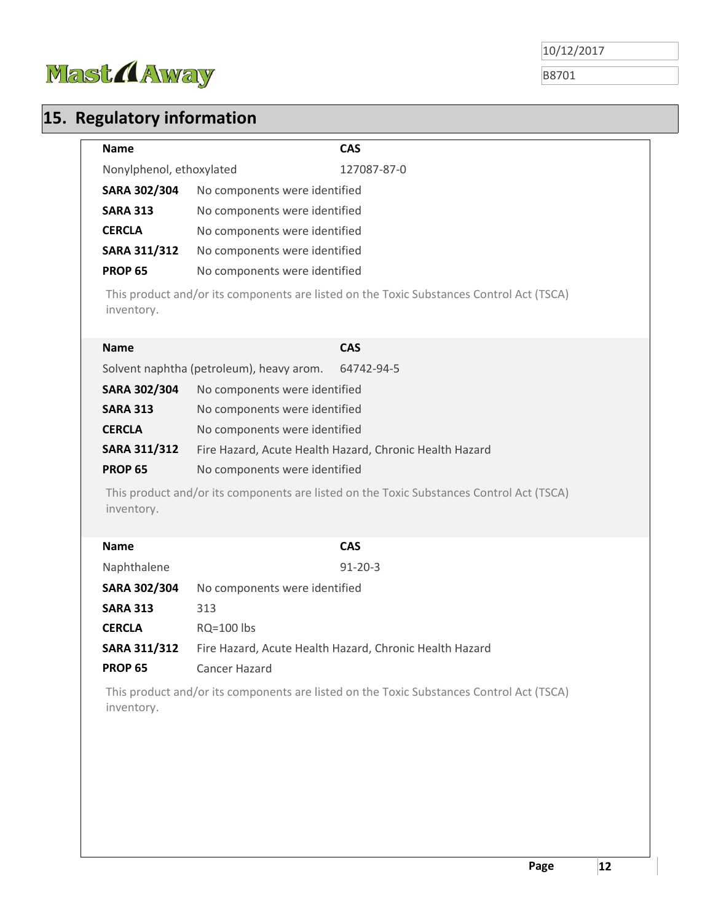## 15. Regulatory information

| Name | CAS |
| --- | --- |
| Nonylphenol, ethoxylated | 127087-87-0 |

| | |
| --- | --- |
| **SARA 302/304** | No components were identified |
| **SARA 313** | No components were identified |
| **CERCLA** | No components were identified |
| **SARA 311/312** | No components were identified |
| **PROP 65** | No components were identified |

This product and/or its components are listed on the Toxic Substances Control Act (TSCA) inventory.

| Name | CAS |
| --- | --- |
| Solvent naphtha (petroleum), heavy arom. | 64742-94-5 |

| | |
| --- | --- |
| **SARA 302/304** | No components were identified |
| **SARA 313** | No components were identified |
| **CERCLA** | No components were identified |
| **SARA 311/312** | Fire Hazard, Acute Health Hazard, Chronic Health Hazard |
| **PROP 65** | No components were identified |

This product and/or its components are listed on the Toxic Substances Control Act (TSCA) inventory.

| Name | CAS |
| --- | --- |
| Naphthalene | 91-20-3 |

| | |
| --- | --- |
| **SARA 302/304** | No components were identified |
| **SARA 313** | 313 |
| **CERCLA** | RQ=100 lbs |
| **SARA 311/312** | Fire Hazard, Acute Health Hazard, Chronic Health Hazard |
| **PROP 65** | Cancer Hazard |

This product and/or its components are listed on the Toxic Substances Control Act (TSCA) inventory.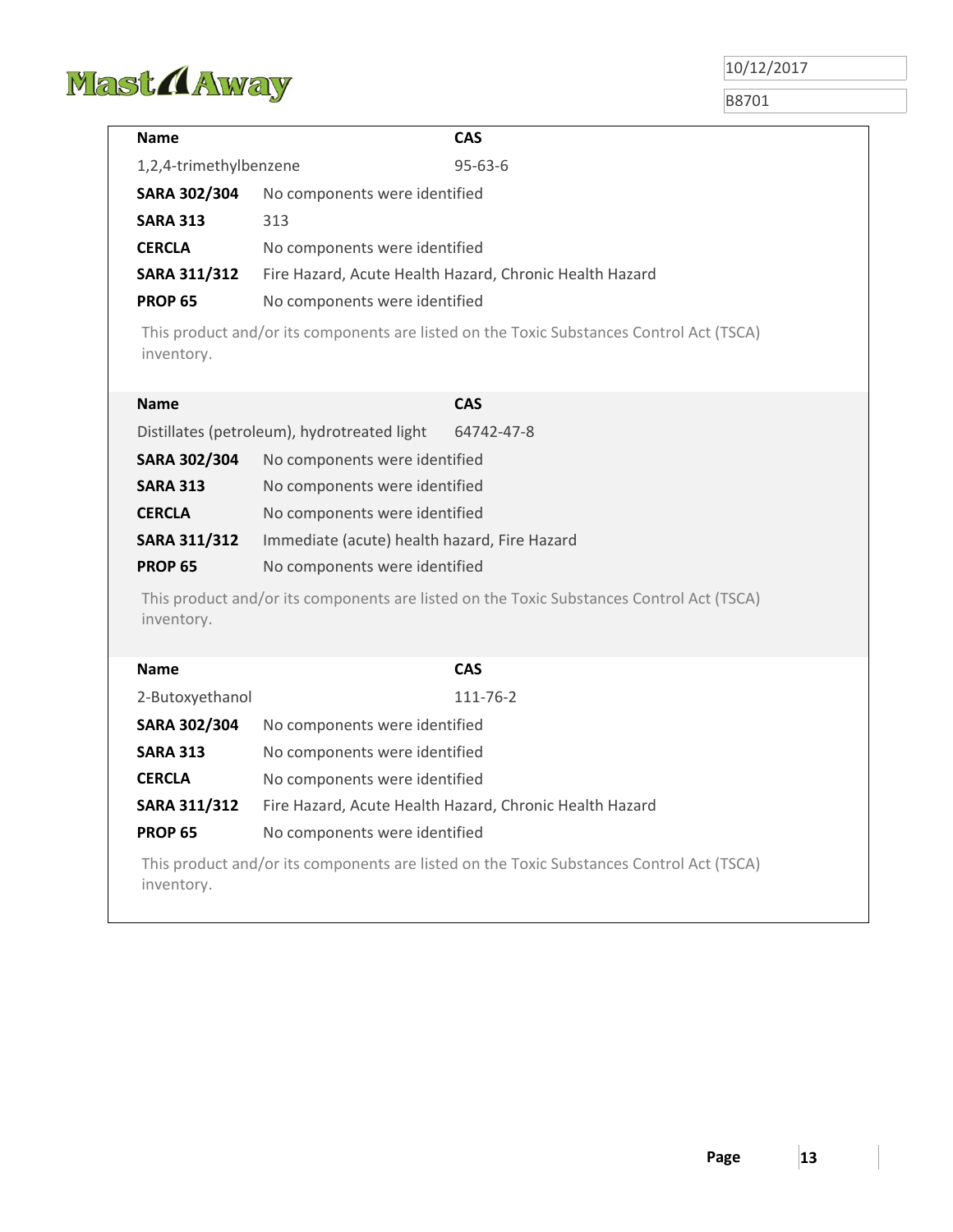| Name | CAS |
| --- | --- |
| 1,2,4-trimethylbenzene | 95-63-6 |
| **SARA 302/304** | No components were identified |
| **SARA 313** | 313 |
| **CERCLA** | No components were identified |
| **SARA 311/312** | Fire Hazard, Acute Health Hazard, Chronic Health Hazard |
| **PROP 65** | No components were identified |

This product and/or its components are listed on the Toxic Substances Control Act (TSCA) inventory.

| Name | CAS |
| --- | --- |
| Distillates (petroleum), hydrotreated light | 64742-47-8 |
| **SARA 302/304** | No components were identified |
| **SARA 313** | No components were identified |
| **CERCLA** | No components were identified |
| **SARA 311/312** | Immediate (acute) health hazard, Fire Hazard |
| **PROP 65** | No components were identified |

This product and/or its components are listed on the Toxic Substances Control Act (TSCA) inventory.

| Name | CAS |
| --- | --- |
| 2-Butoxyethanol | 111-76-2 |
| **SARA 302/304** | No components were identified |
| **SARA 313** | No components were identified |
| **CERCLA** | No components were identified |
| **SARA 311/312** | Fire Hazard, Acute Health Hazard, Chronic Health Hazard |
| **PROP 65** | No components were identified |

This product and/or its components are listed on the Toxic Substances Control Act (TSCA) inventory.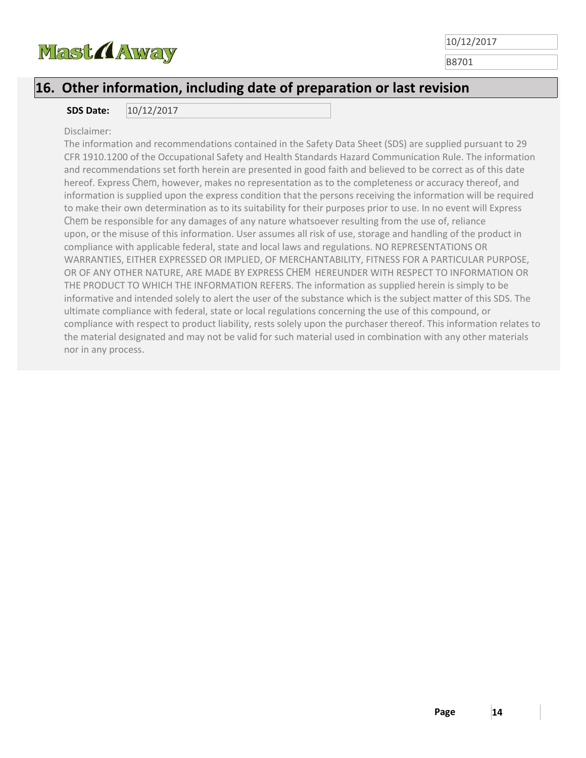## 16. Other information, including date of preparation or last revision

**SDS Date:** 10/12/2017

Disclaimer:

The information and recommendations contained in the Safety Data Sheet (SDS) are supplied pursuant to 29 CFR 1910.1200 of the Occupational Safety and Health Standards Hazard Communication Rule. The information and recommendations set forth herein are presented in good faith and believed to be correct as of this date hereof. Express Chem, however, makes no representation as to the completeness or accuracy thereof, and information is supplied upon the express condition that the persons receiving the information will be required to make their own determination as to its suitability for their purposes prior to use. In no event will Express Chem be responsible for any damages of any nature whatsoever resulting from the use of, reliance upon, or the misuse of this information. User assumes all risk of use, storage and handling of the product in compliance with applicable federal, state and local laws and regulations. NO REPRESENTATIONS OR WARRANTIES, EITHER EXPRESSED OR IMPLIED, OF MERCHANTABILITY, FITNESS FOR A PARTICULAR PURPOSE, OR OF ANY OTHER NATURE, ARE MADE BY EXPRESS CHEM HEREUNDER WITH RESPECT TO INFORMATION OR THE PRODUCT TO WHICH THE INFORMATION REFERS. The information as supplied herein is simply to be informative and intended solely to alert the user of the substance which is the subject matter of this SDS. The ultimate compliance with federal, state or local regulations concerning the use of this compound, or compliance with respect to product liability, rests solely upon the purchaser thereof. This information relates to the material designated and may not be valid for such material used in combination with any other materials nor in any process.